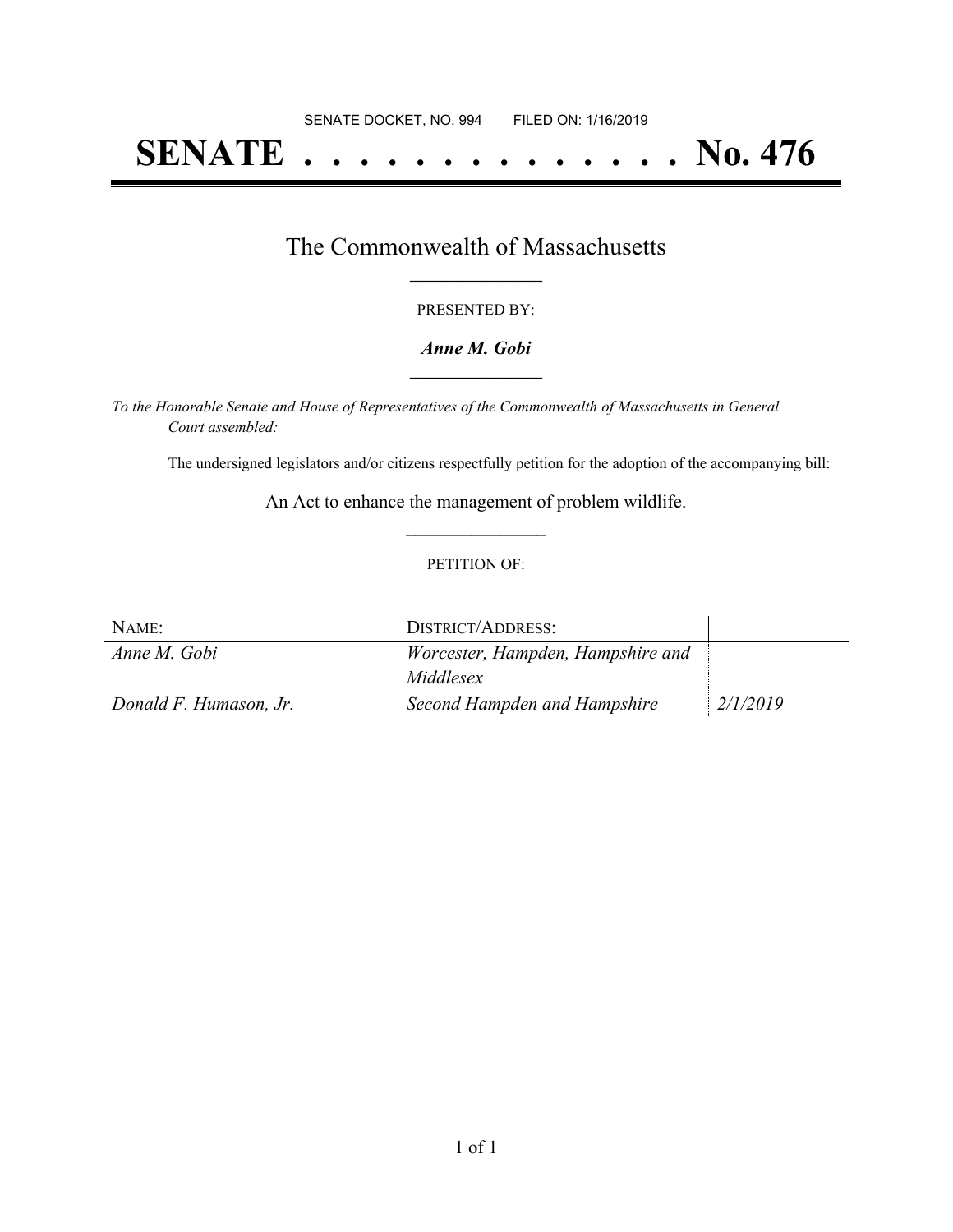SENATE DOCKET, NO. 994 FILED ON: 1/16/2019

# SENATE . . . . . . . . . . . . . . No. 476

## The Commonwealth of Massachusetts

PRESENTED BY:

***Anne M. Gobi***

*To the Honorable Senate and House of Representatives of the Commonwealth of Massachusetts in General Court assembled:*

The undersigned legislators and/or citizens respectfully petition for the adoption of the accompanying bill:

An Act to enhance the management of problem wildlife.

PETITION OF:

| NAME: | DISTRICT/ADDRESS: | |
|---|---|---|
| *Anne M. Gobi* | *Worcester, Hampden, Hampshire and Middlesex* | |
| *Donald F. Humason, Jr.* | *Second Hampden and Hampshire* | *2/1/2019* |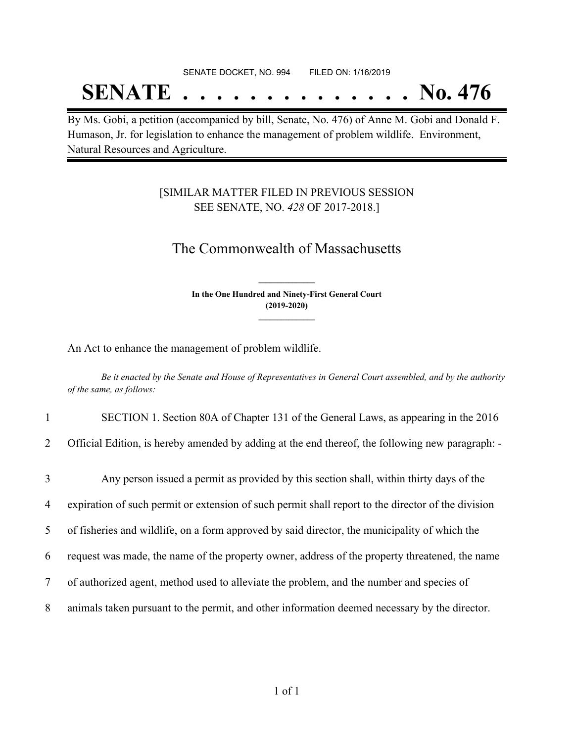SENATE DOCKET, NO. 994        FILED ON: 1/16/2019

# SENATE . . . . . . . . . . . . . . No. 476

By Ms. Gobi, a petition (accompanied by bill, Senate, No. 476) of Anne M. Gobi and Donald F. Humason, Jr. for legislation to enhance the management of problem wildlife. Environment, Natural Resources and Agriculture.

[SIMILAR MATTER FILED IN PREVIOUS SESSION
SEE SENATE, NO. *428* OF 2017-2018.]

## The Commonwealth of Massachusetts

**In the One Hundred and Ninety-First General Court**
**(2019-2020)**

An Act to enhance the management of problem wildlife.

*Be it enacted by the Senate and House of Representatives in General Court assembled, and by the authority of the same, as follows:*

1 SECTION 1. Section 80A of Chapter 131 of the General Laws, as appearing in the 2016
2 Official Edition, is hereby amended by adding at the end thereof, the following new paragraph: -

3 Any person issued a permit as provided by this section shall, within thirty days of the
4 expiration of such permit or extension of such permit shall report to the director of the division
5 of fisheries and wildlife, on a form approved by said director, the municipality of which the
6 request was made, the name of the property owner, address of the property threatened, the name
7 of authorized agent, method used to alleviate the problem, and the number and species of
8 animals taken pursuant to the permit, and other information deemed necessary by the director.